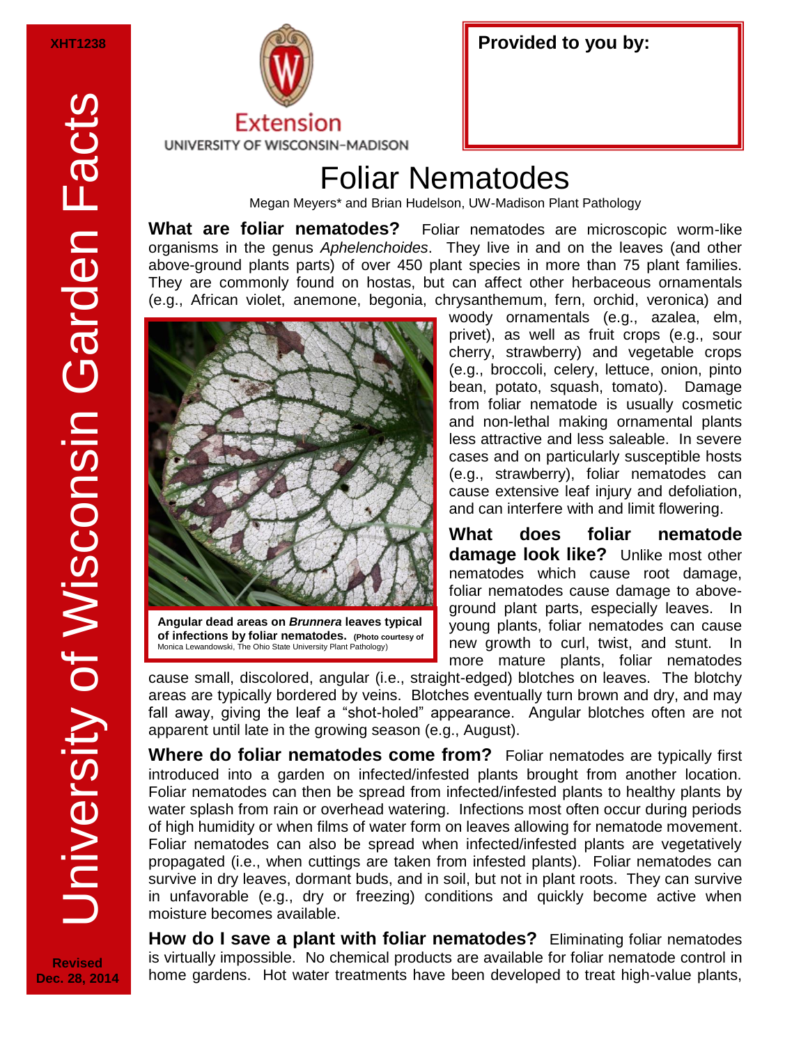XHT1238

University of Wisconsin Garden Facts

Extension
UNIVERSITY OF WISCONSIN-MADISON

**Provided to you by:**

# Foliar Nematodes

Megan Meyers* and Brian Hudelson, UW-Madison Plant Pathology

**What are foliar nematodes?** Foliar nematodes are microscopic worm-like organisms in the genus *Aphelenchoides*. They live in and on the leaves (and other above-ground plants parts) of over 450 plant species in more than 75 plant families. They are commonly found on hostas, but can affect other herbaceous ornamentals (e.g., African violet, anemone, begonia, chrysanthemum, fern, orchid, veronica) and woody ornamentals (e.g., azalea, elm, privet), as well as fruit crops (e.g., sour cherry, strawberry) and vegetable crops (e.g., broccoli, celery, lettuce, onion, pinto bean, potato, squash, tomato). Damage from foliar nematode is usually cosmetic and non-lethal making ornamental plants less attractive and less saleable. In severe cases and on particularly susceptible hosts (e.g., strawberry), foliar nematodes can cause extensive leaf injury and defoliation, and can interfere with and limit flowering.

**Angular dead areas on *Brunnera* leaves typical of infections by foliar nematodes.** (Photo courtesy of Monica Lewandowski, The Ohio State University Plant Pathology)

**What does foliar nematode damage look like?** Unlike most other nematodes which cause root damage, foliar nematodes cause damage to above-ground plant parts, especially leaves. In young plants, foliar nematodes can cause new growth to curl, twist, and stunt. In more mature plants, foliar nematodes cause small, discolored, angular (i.e., straight-edged) blotches on leaves. The blotchy areas are typically bordered by veins. Blotches eventually turn brown and dry, and may fall away, giving the leaf a "shot-holed" appearance. Angular blotches often are not apparent until late in the growing season (e.g., August).

**Where do foliar nematodes come from?** Foliar nematodes are typically first introduced into a garden on infected/infested plants brought from another location. Foliar nematodes can then be spread from infected/infested plants to healthy plants by water splash from rain or overhead watering. Infections most often occur during periods of high humidity or when films of water form on leaves allowing for nematode movement. Foliar nematodes can also be spread when infected/infested plants are vegetatively propagated (i.e., when cuttings are taken from infested plants). Foliar nematodes can survive in dry leaves, dormant buds, and in soil, but not in plant roots. They can survive in unfavorable (e.g., dry or freezing) conditions and quickly become active when moisture becomes available.

**How do I save a plant with foliar nematodes?** Eliminating foliar nematodes is virtually impossible. No chemical products are available for foliar nematode control in home gardens. Hot water treatments have been developed to treat high-value plants,

Revised Dec. 28, 2014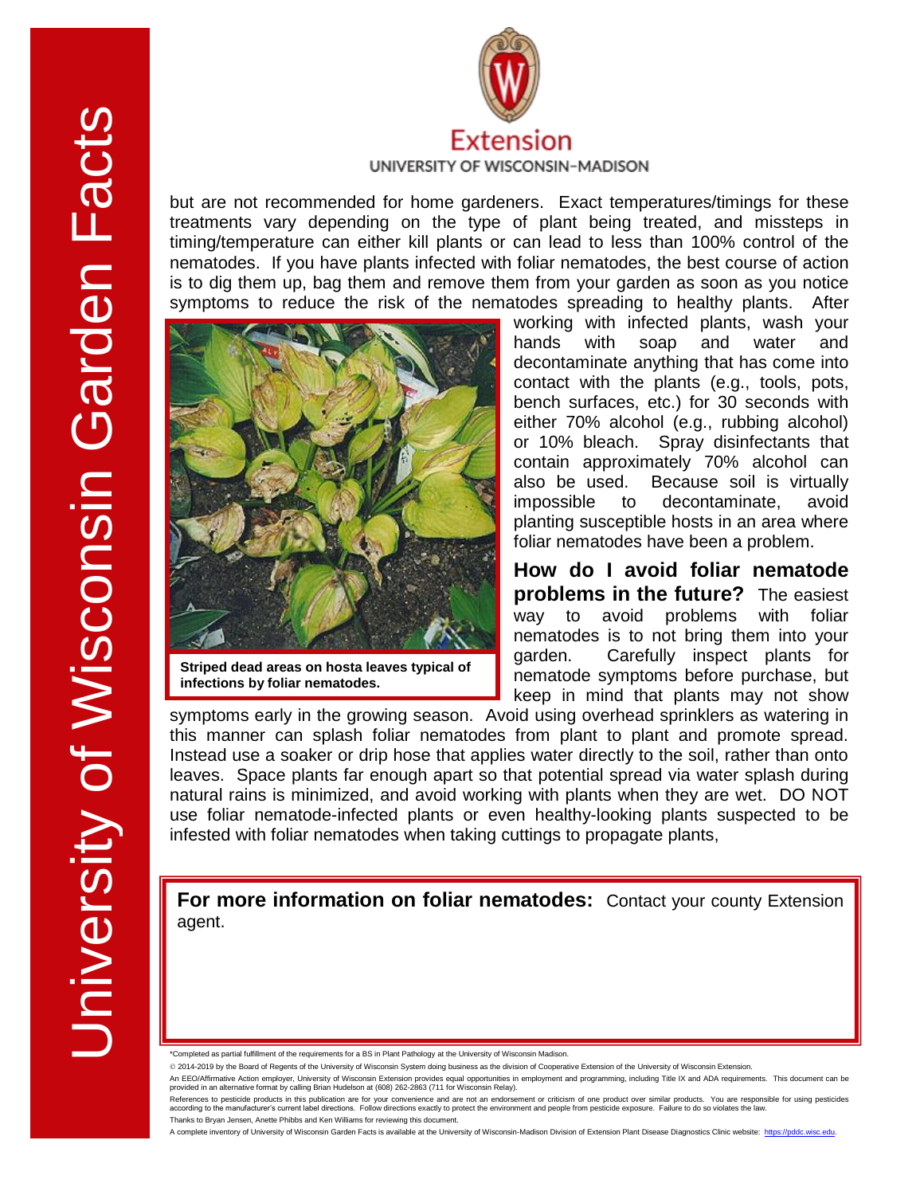but are not recommended for home gardeners. Exact temperatures/timings for these treatments vary depending on the type of plant being treated, and missteps in timing/temperature can either kill plants or can lead to less than 100% control of the nematodes. If you have plants infected with foliar nematodes, the best course of action is to dig them up, bag them and remove them from your garden as soon as you notice symptoms to reduce the risk of the nematodes spreading to healthy plants. After working with infected plants, wash your hands with soap and water and decontaminate anything that has come into contact with the plants (e.g., tools, pots, bench surfaces, etc.) for 30 seconds with either 70% alcohol (e.g., rubbing alcohol) or 10% bleach. Spray disinfectants that contain approximately 70% alcohol can also be used. Because soil is virtually impossible to decontaminate, avoid planting susceptible hosts in an area where foliar nematodes have been a problem.

**Striped dead areas on hosta leaves typical of infections by foliar nematodes.**

**How do I avoid foliar nematode problems in the future?** The easiest way to avoid problems with foliar nematodes is to not bring them into your garden. Carefully inspect plants for nematode symptoms before purchase, but keep in mind that plants may not show symptoms early in the growing season. Avoid using overhead sprinklers as watering in this manner can splash foliar nematodes from plant to plant and promote spread. Instead use a soaker or drip hose that applies water directly to the soil, rather than onto leaves. Space plants far enough apart so that potential spread via water splash during natural rains is minimized, and avoid working with plants when they are wet. DO NOT use foliar nematode-infected plants or even healthy-looking plants suspected to be infested with foliar nematodes when taking cuttings to propagate plants,

**For more information on foliar nematodes:** Contact your county Extension agent.

*Completed as partial fulfillment of the requirements for a BS in Plant Pathology at the University of Wisconsin Madison.

© 2014-2019 by the Board of Regents of the University of Wisconsin System doing business as the division of Cooperative Extension of the University of Wisconsin Extension.

An EEO/Affirmative Action employer, University of Wisconsin Extension provides equal opportunities in employment and programming, including Title IX and ADA requirements. This document can be provided in an alternative format by calling Brian Hudelson at (608) 262-2863 (711 for Wisconsin Relay).

References to pesticide products in this publication are for your convenience and are not an endorsement or criticism of one product over similar products. You are responsible for using pesticides according to the manufacturer's current label directions. Follow directions exactly to protect the environment and people from pesticide exposure. Failure to do so violates the law.

Thanks to Bryan Jensen, Anette Phibbs and Ken Williams for reviewing this document.

A complete inventory of University of Wisconsin Garden Facts is available at the University of Wisconsin-Madison Division of Extension Plant Disease Diagnostics Clinic website: https://pddc.wisc.edu.